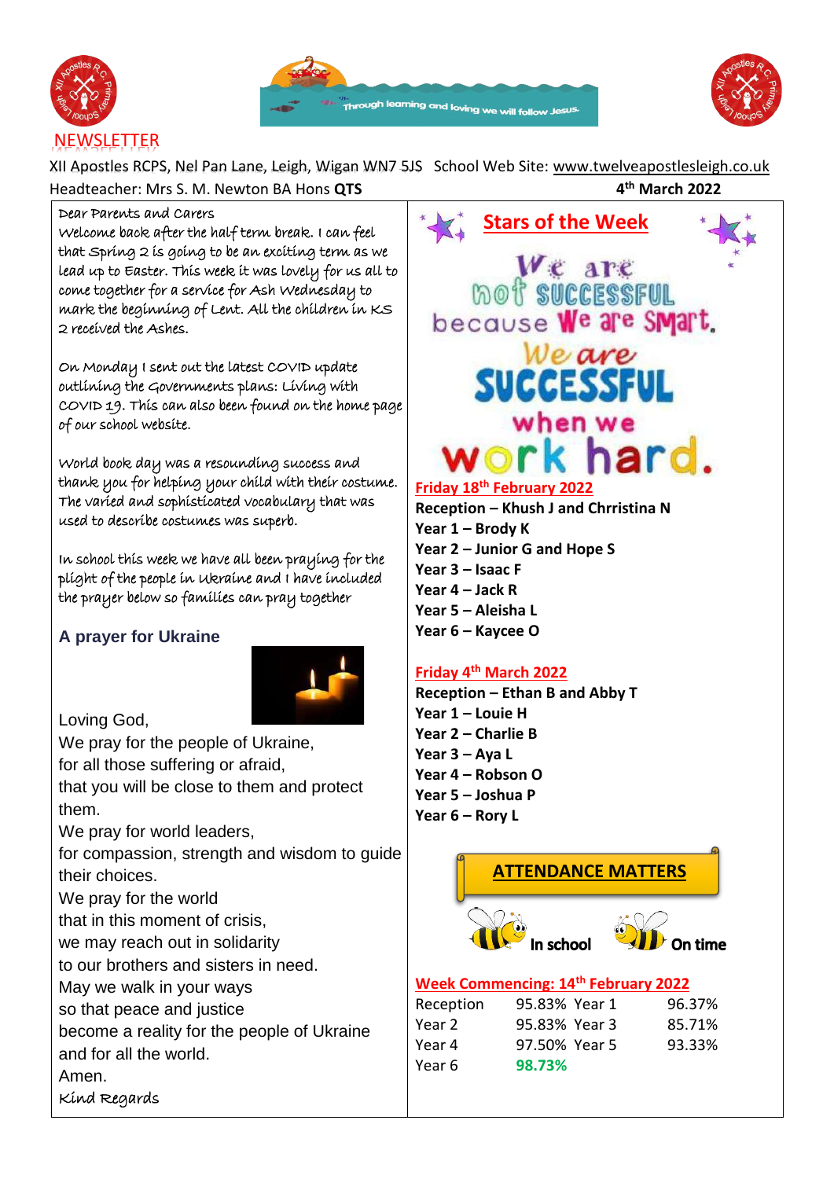# NEWSLETTER

Through learning and loving we will follow Jesus.

XII Apostles RCPS, Nel Pan Lane, Leigh, Wigan WN7 5JS School Web Site: www.twelveapostlesleigh.co.uk

Headteacher: Mrs S. M. Newton BA Hons **QTS**

**4th March 2022**

Dear Parents and Carers

Welcome back after the half term break. I can feel that Spring 2 is going to be an exciting term as we lead up to Easter. This week it was lovely for us all to come together for a service for Ash Wednesday to mark the beginning of Lent. All the children in KS 2 received the Ashes.

On Monday I sent out the latest COVID update outlining the Governments plans: Living with COVID 19. This can also been found on the home page of our school website.

World book day was a resounding success and thank you for helping your child with their costume. The varied and sophisticated vocabulary that was used to describe costumes was superb.

In school this week we have all been praying for the plight of the people in Ukraine and I have included the prayer below so families can pray together

### A prayer for Ukraine

Loving God,
We pray for the people of Ukraine,
for all those suffering or afraid,
that you will be close to them and protect them.
We pray for world leaders,
for compassion, strength and wisdom to guide their choices.
We pray for the world
that in this moment of crisis,
we may reach out in solidarity
to our brothers and sisters in need.
May we walk in your ways
so that peace and justice
become a reality for the people of Ukraine
and for all the world.
Amen.

Kind Regards

## Stars of the Week

We are not successful because we are smart. We are SUCCESSFUL when we work hard.

**Friday 18th February 2022**

**Reception – Khush J and Chrristina N**
**Year 1 – Brody K**
**Year 2 – Junior G and Hope S**
**Year 3 – Isaac F**
**Year 4 – Jack R**
**Year 5 – Aleisha L**
**Year 6 – Kaycee O**

**Friday 4th March 2022**

**Reception – Ethan B and Abby T**
**Year 1 – Louie H**
**Year 2 – Charlie B**
**Year 3 – Aya L**
**Year 4 – Robson O**
**Year 5 – Joshua P**
**Year 6 – Rory L**

## ATTENDANCE MATTERS

**In school** **On time**

**Week Commencing: 14th February 2022**

| | | | |
|---|---|---|---|
| Reception | 95.83% | Year 1 | 96.37% |
| Year 2 | 95.83% | Year 3 | 85.71% |
| Year 4 | 97.50% | Year 5 | 93.33% |
| Year 6 | **98.73%** | | |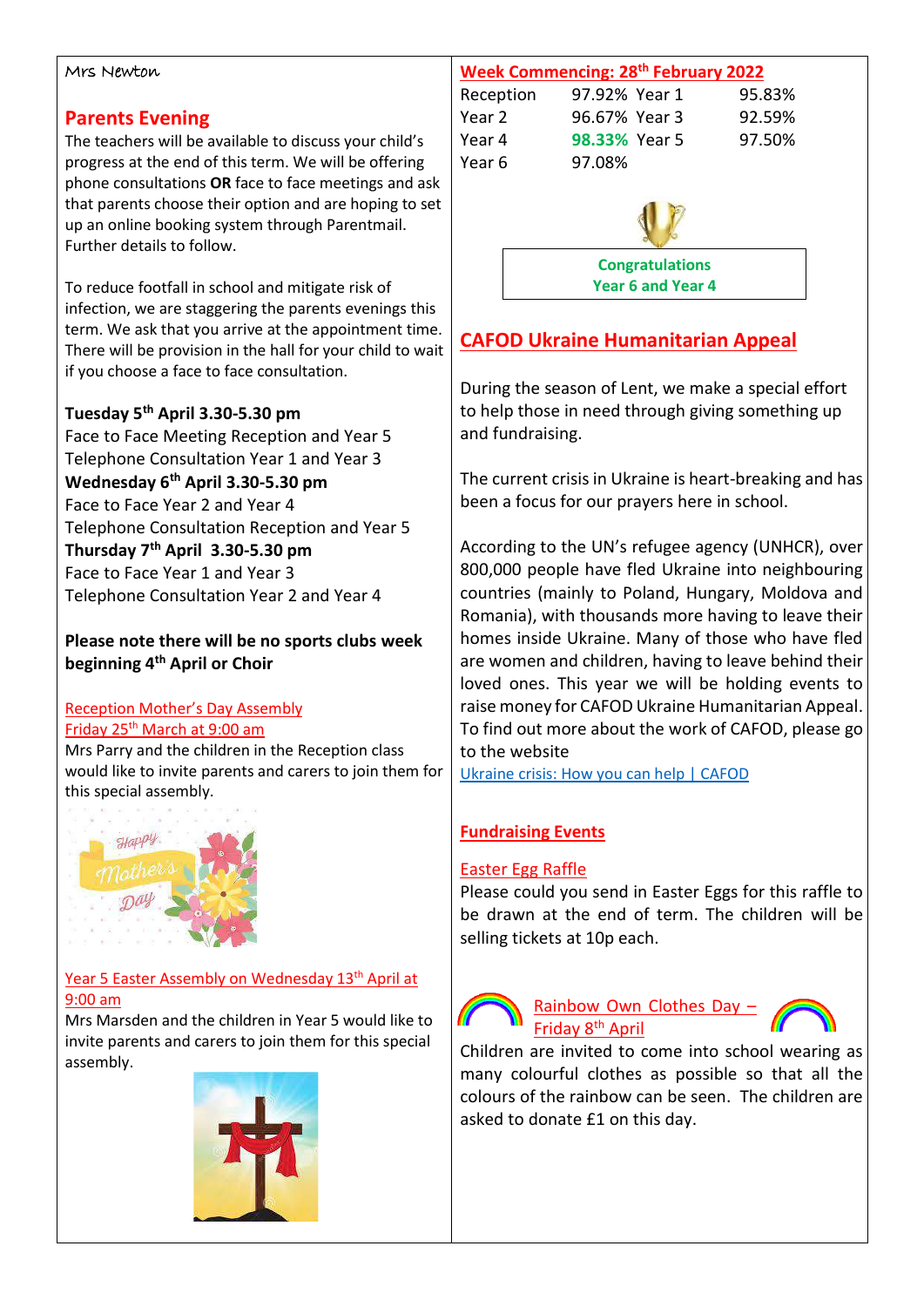Mrs Newton

## Parents Evening

The teachers will be available to discuss your child's progress at the end of this term. We will be offering phone consultations **OR** face to face meetings and ask that parents choose their option and are hoping to set up an online booking system through Parentmail. Further details to follow.

To reduce footfall in school and mitigate risk of infection, we are staggering the parents evenings this term. We ask that you arrive at the appointment time. There will be provision in the hall for your child to wait if you choose a face to face consultation.

**Tuesday 5th April 3.30-5.30 pm**
Face to Face Meeting Reception and Year 5
Telephone Consultation Year 1 and Year 3
**Wednesday 6th April 3.30-5.30 pm**
Face to Face Year 2 and Year 4
Telephone Consultation Reception and Year 5
**Thursday 7th April 3.30-5.30 pm**
Face to Face Year 1 and Year 3
Telephone Consultation Year 2 and Year 4

**Please note there will be no sports clubs week beginning 4th April or Choir**

Reception Mother's Day Assembly
Friday 25th March at 9:00 am
Mrs Parry and the children in the Reception class would like to invite parents and carers to join them for this special assembly.

Year 5 Easter Assembly on Wednesday 13th April at 9:00 am
Mrs Marsden and the children in Year 5 would like to invite parents and carers to join them for this special assembly.

## Week Commencing: 28th February 2022

| | | | |
|---|---|---|---|
| Reception | 97.92% | Year 1 | 95.83% |
| Year 2 | 96.67% | Year 3 | 92.59% |
| Year 4 | **98.33%** | Year 5 | 97.50% |
| Year 6 | 97.08% | | |

**Congratulations Year 6 and Year 4**

## CAFOD Ukraine Humanitarian Appeal

During the season of Lent, we make a special effort to help those in need through giving something up and fundraising.

The current crisis in Ukraine is heart-breaking and has been a focus for our prayers here in school.

According to the UN's refugee agency (UNHCR), over 800,000 people have fled Ukraine into neighbouring countries (mainly to Poland, Hungary, Moldova and Romania), with thousands more having to leave their homes inside Ukraine. Many of those who have fled are women and children, having to leave behind their loved ones. This year we will be holding events to raise money for CAFOD Ukraine Humanitarian Appeal. To find out more about the work of CAFOD, please go to the website
Ukraine crisis: How you can help | CAFOD

### Fundraising Events

Easter Egg Raffle
Please could you send in Easter Eggs for this raffle to be drawn at the end of term. The children will be selling tickets at 10p each.

Rainbow Own Clothes Day – Friday 8th April
Children are invited to come into school wearing as many colourful clothes as possible so that all the colours of the rainbow can be seen. The children are asked to donate £1 on this day.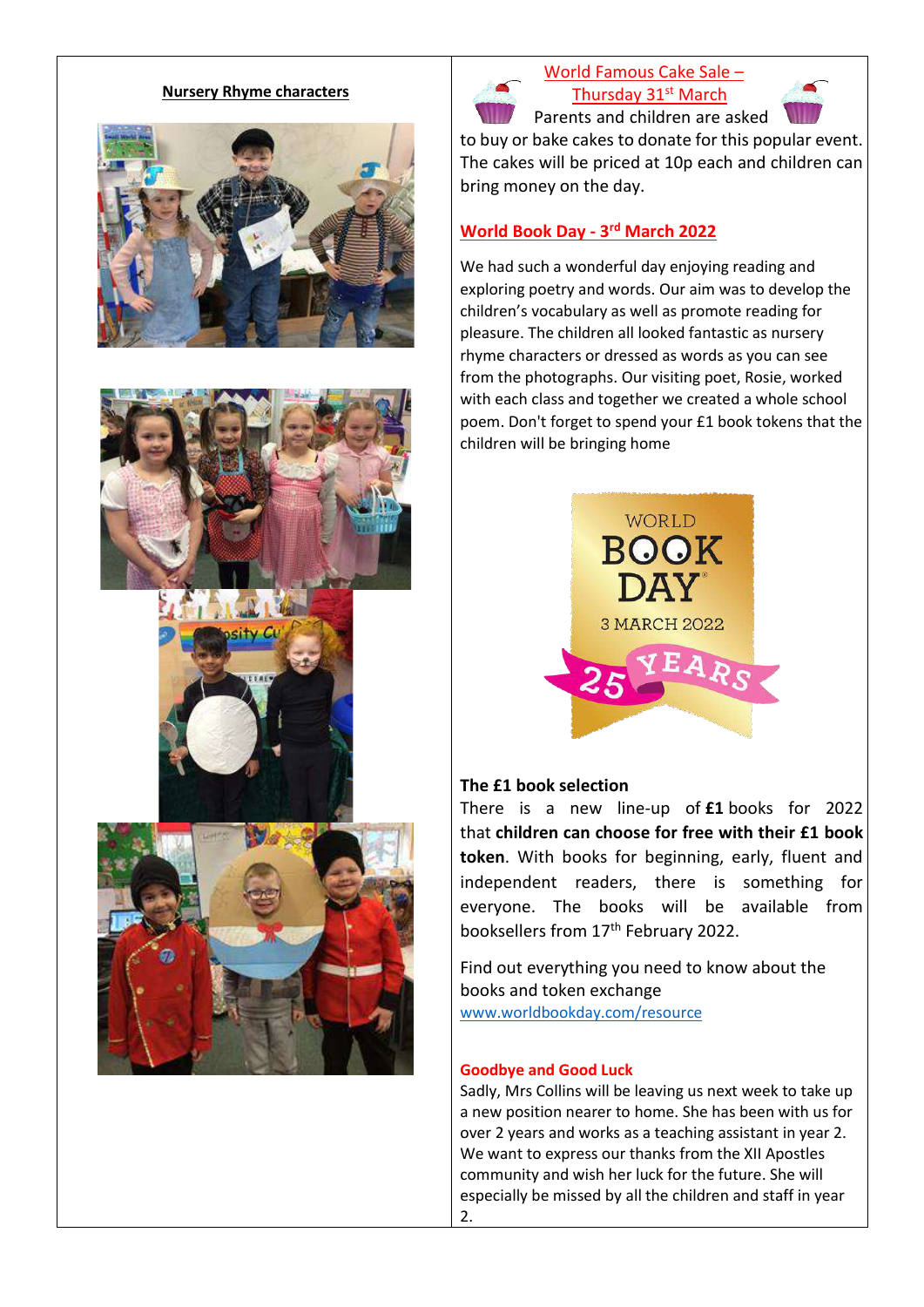## Nursery Rhyme characters

## World Famous Cake Sale – Thursday 31st March

Parents and children are asked to buy or bake cakes to donate for this popular event. The cakes will be priced at 10p each and children can bring money on the day.

## World Book Day - 3rd March 2022

We had such a wonderful day enjoying reading and exploring poetry and words. Our aim was to develop the children's vocabulary as well as promote reading for pleasure. The children all looked fantastic as nursery rhyme characters or dressed as words as you can see from the photographs. Our visiting poet, Rosie, worked with each class and together we created a whole school poem. Don't forget to spend your £1 book tokens that the children will be bringing home

WORLD BOOK DAY
3 MARCH 2022
25 YEARS

**The £1 book selection**

There is a new line-up of **£1** books for 2022 that **children can choose for free with their £1 book token**. With books for beginning, early, fluent and independent readers, there is something for everyone. The books will be available from booksellers from 17th February 2022.

Find out everything you need to know about the books and token exchange
www.worldbookday.com/resource

**Goodbye and Good Luck**

Sadly, Mrs Collins will be leaving us next week to take up a new position nearer to home. She has been with us for over 2 years and works as a teaching assistant in year 2. We want to express our thanks from the XII Apostles community and wish her luck for the future. She will especially be missed by all the children and staff in year 2.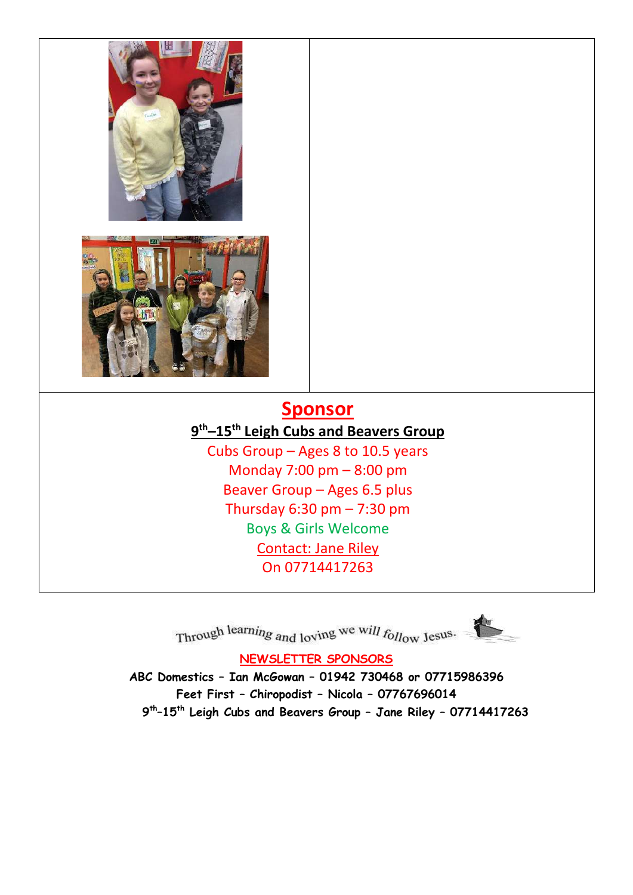## Sponsor

**9th–15th Leigh Cubs and Beavers Group**

Cubs Group – Ages 8 to 10.5 years

Monday 7:00 pm – 8:00 pm

Beaver Group – Ages 6.5 plus

Thursday 6:30 pm – 7:30 pm

Boys & Girls Welcome

Contact: Jane Riley

On 07714417263

Through learning and loving we will follow Jesus.

NEWSLETTER SPONSORS

**ABC Domestics – Ian McGowan – 01942 730468 or 07715986396**

**Feet First – Chiropodist – Nicola – 07767696014**

**9th–15th Leigh Cubs and Beavers Group – Jane Riley – 07714417263**